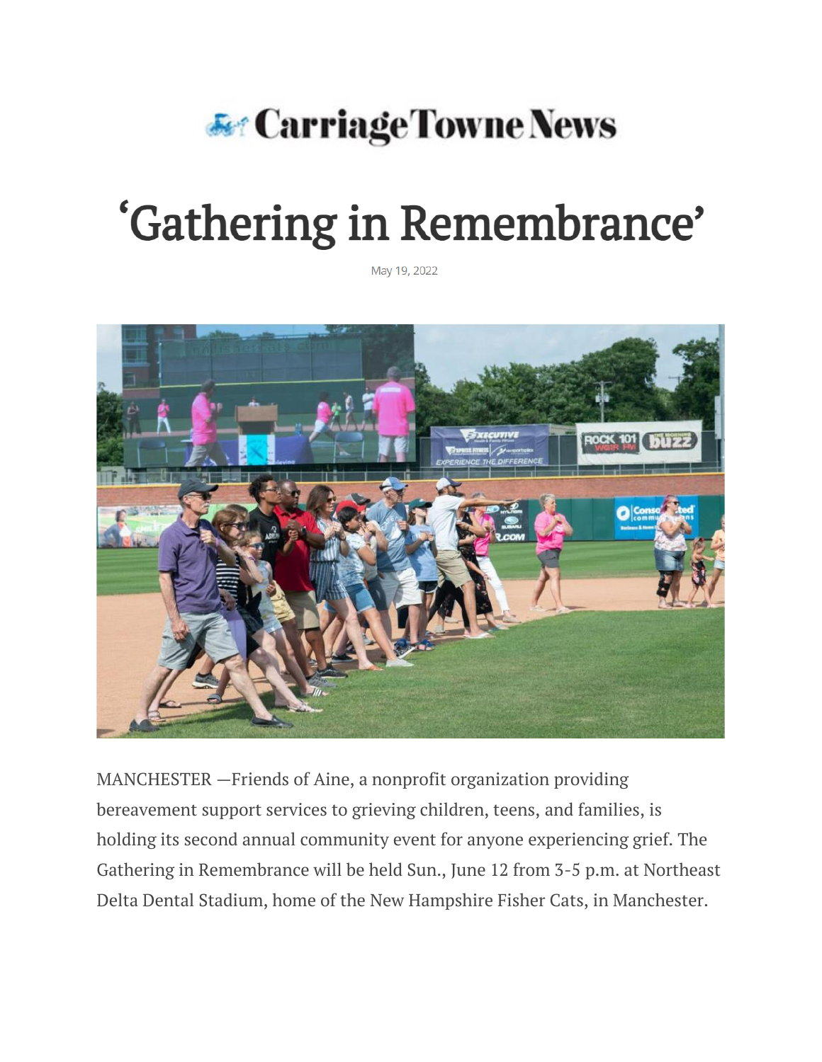Carriage Towne News

# ‘Gathering in Remembrance’

May 19, 2022

MANCHESTER —Friends of Aine, a nonprofit organization providing bereavement support services to grieving children, teens, and families, is holding its second annual community event for anyone experiencing grief. The Gathering in Remembrance will be held Sun., June 12 from 3-5 p.m. at Northeast Delta Dental Stadium, home of the New Hampshire Fisher Cats, in Manchester.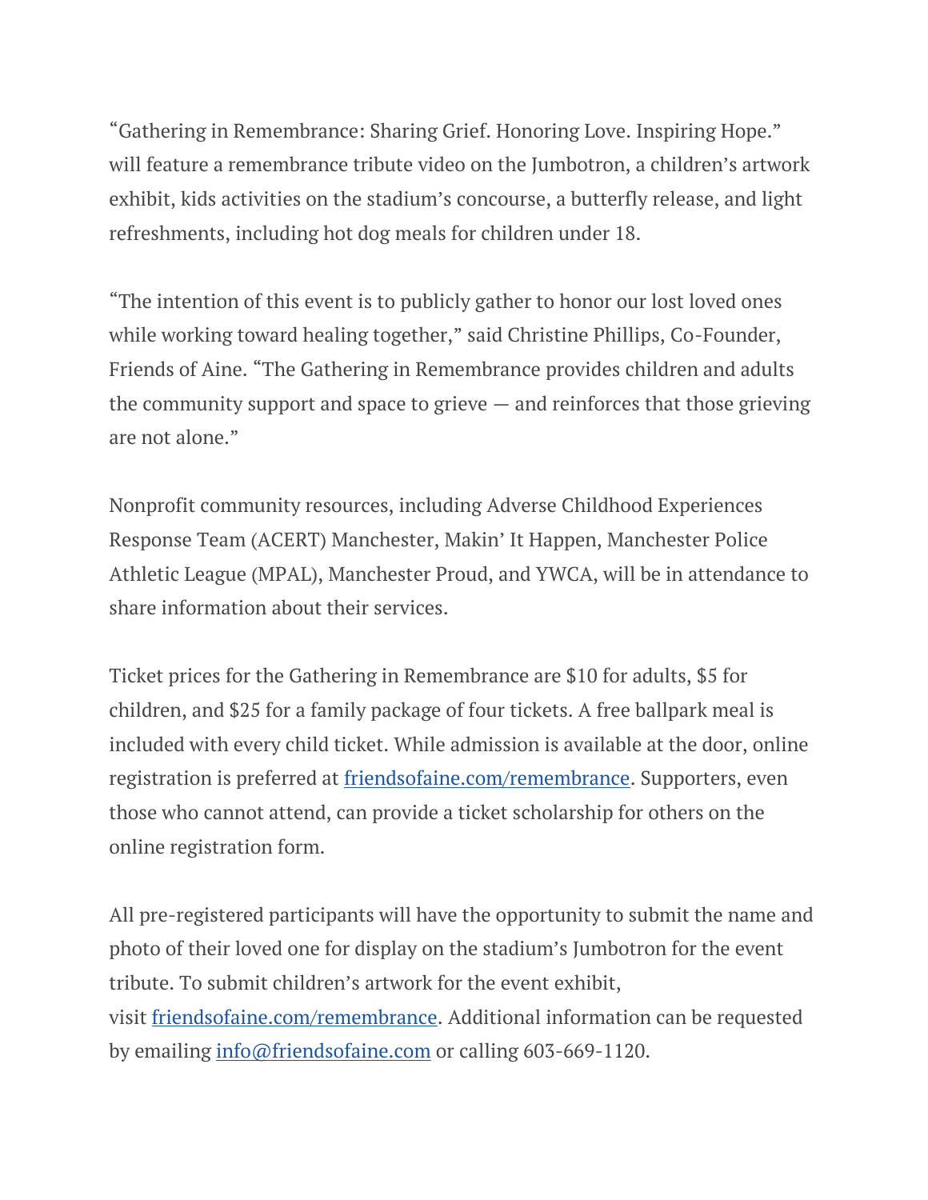"Gathering in Remembrance: Sharing Grief. Honoring Love. Inspiring Hope." will feature a remembrance tribute video on the Jumbotron, a children's artwork exhibit, kids activities on the stadium's concourse, a butterfly release, and light refreshments, including hot dog meals for children under 18.

"The intention of this event is to publicly gather to honor our lost loved ones while working toward healing together," said Christine Phillips, Co-Founder, Friends of Aine. "The Gathering in Remembrance provides children and adults the community support and space to grieve — and reinforces that those grieving are not alone."

Nonprofit community resources, including Adverse Childhood Experiences Response Team (ACERT) Manchester, Makin' It Happen, Manchester Police Athletic League (MPAL), Manchester Proud, and YWCA, will be in attendance to share information about their services.

Ticket prices for the Gathering in Remembrance are $10 for adults, $5 for children, and $25 for a family package of four tickets. A free ballpark meal is included with every child ticket. While admission is available at the door, online registration is preferred at [friendsofaine.com/remembrance](friendsofaine.com/remembrance). Supporters, even those who cannot attend, can provide a ticket scholarship for others on the online registration form.

All pre-registered participants will have the opportunity to submit the name and photo of their loved one for display on the stadium's Jumbotron for the event tribute. To submit children's artwork for the event exhibit, visit [friendsofaine.com/remembrance](friendsofaine.com/remembrance). Additional information can be requested by emailing [info@friendsofaine.com](mailto:info@friendsofaine.com) or calling 603-669-1120.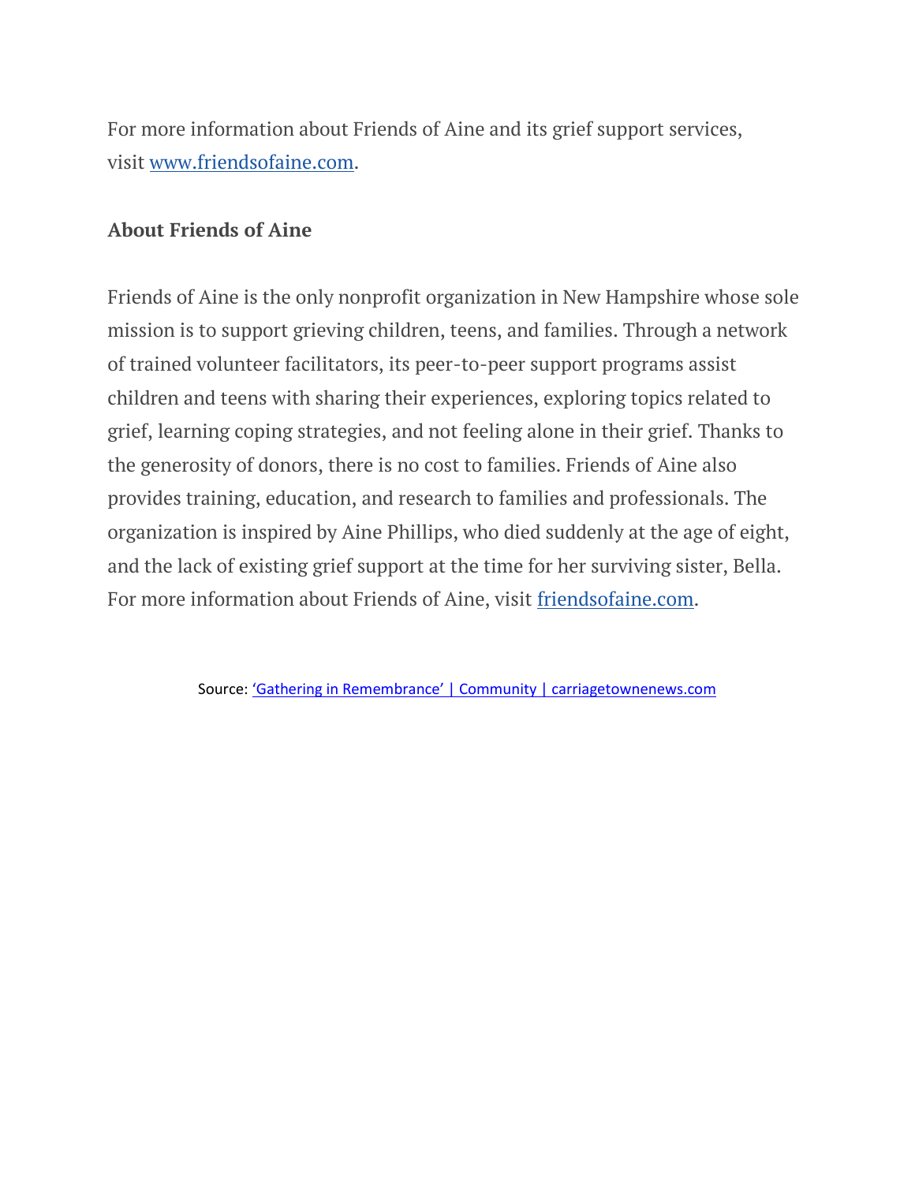For more information about Friends of Aine and its grief support services, visit [www.friendsofaine.com](http://www.friendsofaine.com).

**About Friends of Aine**

Friends of Aine is the only nonprofit organization in New Hampshire whose sole mission is to support grieving children, teens, and families. Through a network of trained volunteer facilitators, its peer-to-peer support programs assist children and teens with sharing their experiences, exploring topics related to grief, learning coping strategies, and not feeling alone in their grief. Thanks to the generosity of donors, there is no cost to families. Friends of Aine also provides training, education, and research to families and professionals. The organization is inspired by Aine Phillips, who died suddenly at the age of eight, and the lack of existing grief support at the time for her surviving sister, Bella. For more information about Friends of Aine, visit [friendsofaine.com](http://friendsofaine.com).

Source: 'Gathering in Remembrance' | Community | carriagetownenews.com